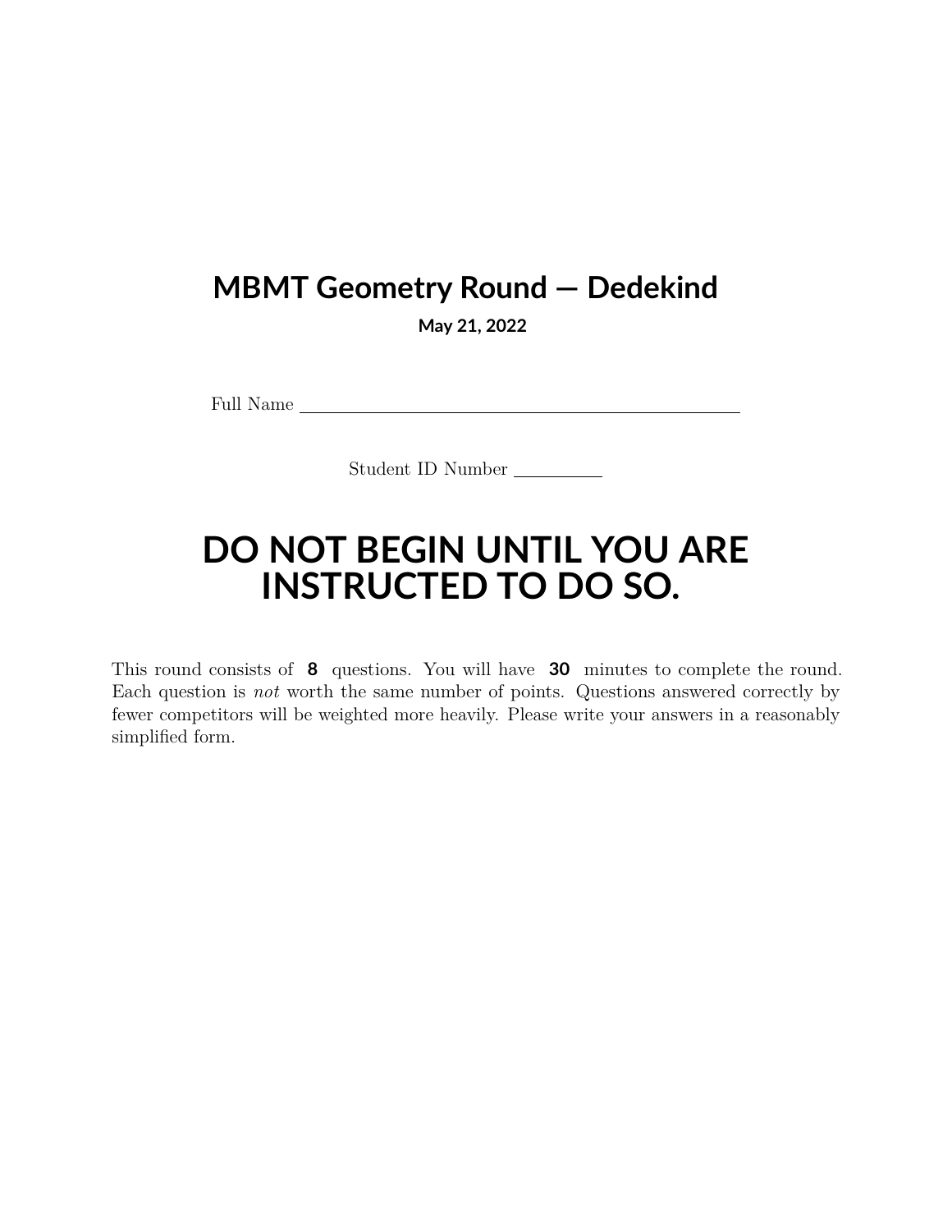# MBMT Geometry Round — Dedekind

**May 21, 2022**

Full Name \_\_\_\_\_\_\_\_\_\_\_\_\_\_\_\_\_\_\_\_\_\_\_\_\_\_\_\_\_\_\_\_\_\_\_\_\_\_\_\_

Student ID Number \_\_\_\_\_\_\_\_\_\_

# DO NOT BEGIN UNTIL YOU ARE INSTRUCTED TO DO SO.

This round consists of **8** questions. You will have **30** minutes to complete the round. Each question is *not* worth the same number of points. Questions answered correctly by fewer competitors will be weighted more heavily. Please write your answers in a reasonably simplified form.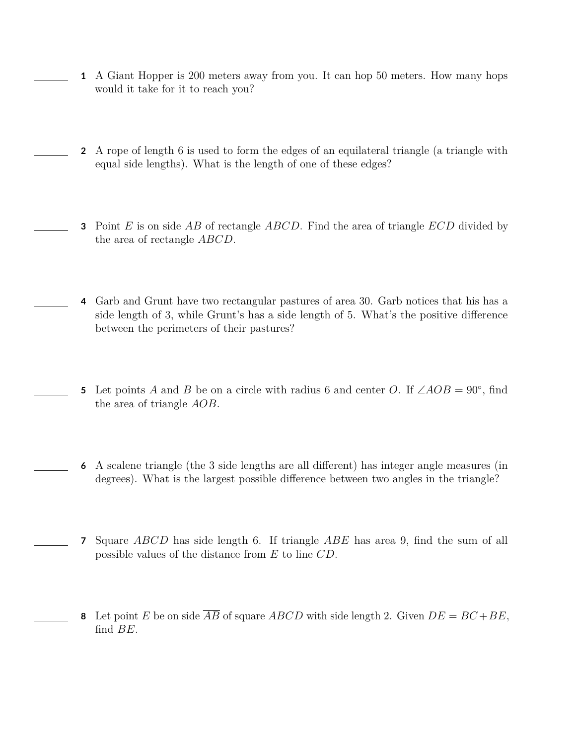______ **1** A Giant Hopper is 200 meters away from you. It can hop 50 meters. How many hops would it take for it to reach you?

______ **2** A rope of length 6 is used to form the edges of an equilateral triangle (a triangle with equal side lengths). What is the length of one of these edges?

______ **3** Point $E$ is on side $AB$ of rectangle $ABCD$. Find the area of triangle $ECD$ divided by the area of rectangle $ABCD$.

______ **4** Garb and Grunt have two rectangular pastures of area 30. Garb notices that his has a side length of 3, while Grunt's has a side length of 5. What's the positive difference between the perimeters of their pastures?

______ **5** Let points $A$ and $B$ be on a circle with radius 6 and center $O$. If $\angle AOB = 90°$, find the area of triangle $AOB$.

______ **6** A scalene triangle (the 3 side lengths are all different) has integer angle measures (in degrees). What is the largest possible difference between two angles in the triangle?

______ **7** Square $ABCD$ has side length 6. If triangle $ABE$ has area 9, find the sum of all possible values of the distance from $E$ to line $CD$.

______ **8** Let point $E$ be on side $\overline{AB}$ of square $ABCD$ with side length 2. Given $DE = BC + BE$, find $BE$.